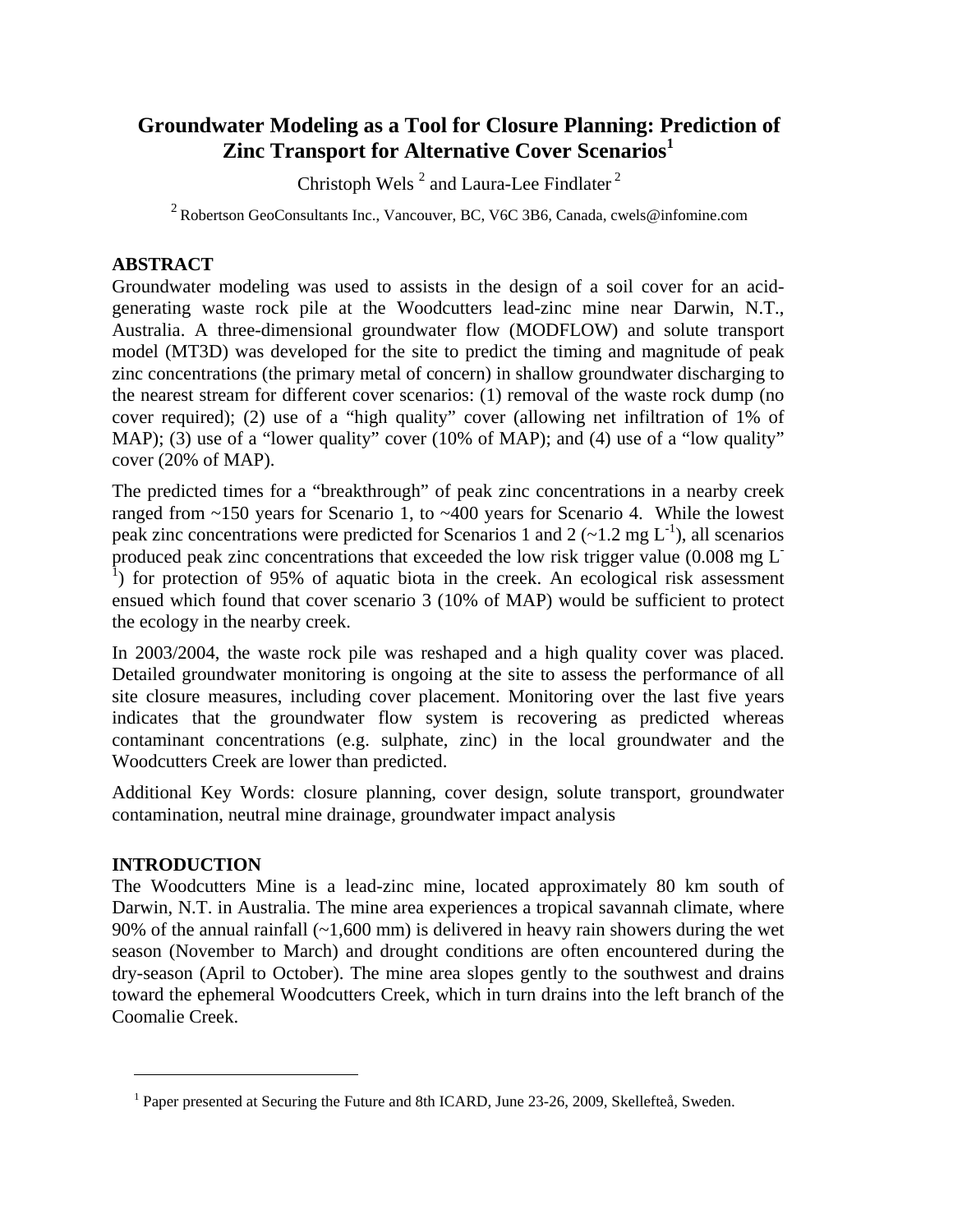# Groundwater Modeling as a Tool for Closure Planning: Prediction of Zinc Transport for Alternative Cover Scenarios[1]

Christoph Wels [2] and Laura-Lee Findlater [2]

[2] Robertson GeoConsultants Inc., Vancouver, BC, V6C 3B6, Canada, cwels@infomine.com

## ABSTRACT

Groundwater modeling was used to assists in the design of a soil cover for an acid-generating waste rock pile at the Woodcutters lead-zinc mine near Darwin, N.T., Australia. A three-dimensional groundwater flow (MODFLOW) and solute transport model (MT3D) was developed for the site to predict the timing and magnitude of peak zinc concentrations (the primary metal of concern) in shallow groundwater discharging to the nearest stream for different cover scenarios: (1) removal of the waste rock dump (no cover required); (2) use of a "high quality" cover (allowing net infiltration of 1% of MAP); (3) use of a "lower quality" cover (10% of MAP); and (4) use of a "low quality" cover (20% of MAP).

The predicted times for a "breakthrough" of peak zinc concentrations in a nearby creek ranged from ~150 years for Scenario 1, to ~400 years for Scenario 4. While the lowest peak zinc concentrations were predicted for Scenarios 1 and 2 (~1.2 mg $L^{-1}$), all scenarios produced peak zinc concentrations that exceeded the low risk trigger value (0.008 mg $L^{-1}$) for protection of 95% of aquatic biota in the creek. An ecological risk assessment ensued which found that cover scenario 3 (10% of MAP) would be sufficient to protect the ecology in the nearby creek.

In 2003/2004, the waste rock pile was reshaped and a high quality cover was placed. Detailed groundwater monitoring is ongoing at the site to assess the performance of all site closure measures, including cover placement. Monitoring over the last five years indicates that the groundwater flow system is recovering as predicted whereas contaminant concentrations (e.g. sulphate, zinc) in the local groundwater and the Woodcutters Creek are lower than predicted.

Additional Key Words: closure planning, cover design, solute transport, groundwater contamination, neutral mine drainage, groundwater impact analysis

## INTRODUCTION

The Woodcutters Mine is a lead-zinc mine, located approximately 80 km south of Darwin, N.T. in Australia. The mine area experiences a tropical savannah climate, where 90% of the annual rainfall (~1,600 mm) is delivered in heavy rain showers during the wet season (November to March) and drought conditions are often encountered during the dry-season (April to October). The mine area slopes gently to the southwest and drains toward the ephemeral Woodcutters Creek, which in turn drains into the left branch of the Coomalie Creek.

---

[1] Paper presented at Securing the Future and 8th ICARD, June 23-26, 2009, Skellefteå, Sweden.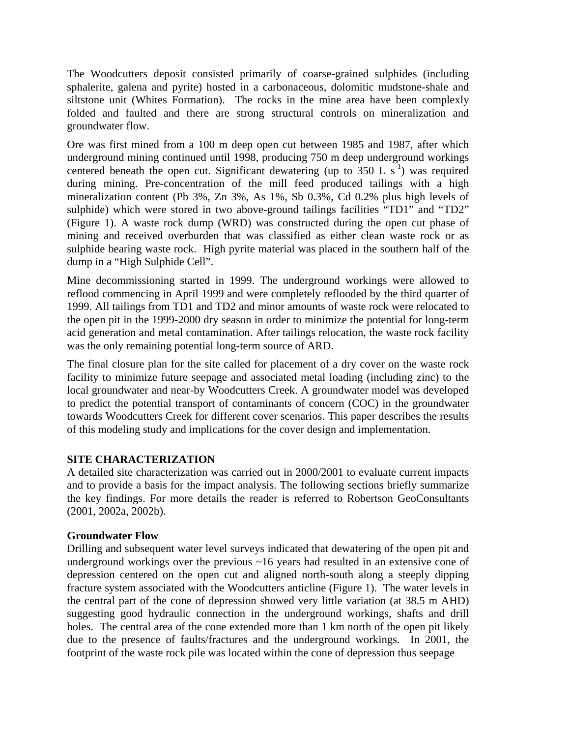The Woodcutters deposit consisted primarily of coarse-grained sulphides (including sphalerite, galena and pyrite) hosted in a carbonaceous, dolomitic mudstone-shale and siltstone unit (Whites Formation). The rocks in the mine area have been complexly folded and faulted and there are strong structural controls on mineralization and groundwater flow.

Ore was first mined from a 100 m deep open cut between 1985 and 1987, after which underground mining continued until 1998, producing 750 m deep underground workings centered beneath the open cut. Significant dewatering (up to 350 L $s^{-1}$) was required during mining. Pre-concentration of the mill feed produced tailings with a high mineralization content (Pb 3%, Zn 3%, As 1%, Sb 0.3%, Cd 0.2% plus high levels of sulphide) which were stored in two above-ground tailings facilities "TD1" and "TD2" (Figure 1). A waste rock dump (WRD) was constructed during the open cut phase of mining and received overburden that was classified as either clean waste rock or as sulphide bearing waste rock. High pyrite material was placed in the southern half of the dump in a "High Sulphide Cell".

Mine decommissioning started in 1999. The underground workings were allowed to reflood commencing in April 1999 and were completely reflooded by the third quarter of 1999. All tailings from TD1 and TD2 and minor amounts of waste rock were relocated to the open pit in the 1999-2000 dry season in order to minimize the potential for long-term acid generation and metal contamination. After tailings relocation, the waste rock facility was the only remaining potential long-term source of ARD.

The final closure plan for the site called for placement of a dry cover on the waste rock facility to minimize future seepage and associated metal loading (including zinc) to the local groundwater and near-by Woodcutters Creek. A groundwater model was developed to predict the potential transport of contaminants of concern (COC) in the groundwater towards Woodcutters Creek for different cover scenarios. This paper describes the results of this modeling study and implications for the cover design and implementation.

## SITE CHARACTERIZATION

A detailed site characterization was carried out in 2000/2001 to evaluate current impacts and to provide a basis for the impact analysis. The following sections briefly summarize the key findings. For more details the reader is referred to Robertson GeoConsultants (2001, 2002a, 2002b).

### Groundwater Flow

Drilling and subsequent water level surveys indicated that dewatering of the open pit and underground workings over the previous ~16 years had resulted in an extensive cone of depression centered on the open cut and aligned north-south along a steeply dipping fracture system associated with the Woodcutters anticline (Figure 1). The water levels in the central part of the cone of depression showed very little variation (at 38.5 m AHD) suggesting good hydraulic connection in the underground workings, shafts and drill holes. The central area of the cone extended more than 1 km north of the open pit likely due to the presence of faults/fractures and the underground workings. In 2001, the footprint of the waste rock pile was located within the cone of depression thus seepage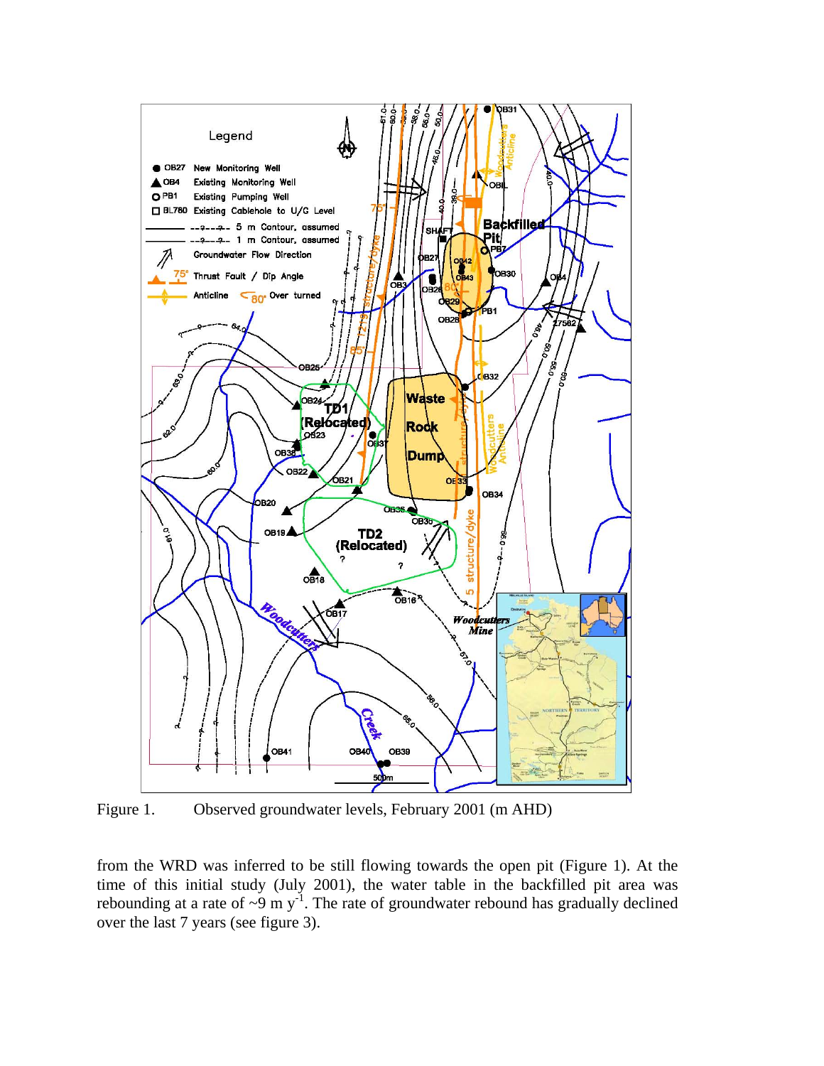Figure 1. Observed groundwater levels, February 2001 (m AHD)

from the WRD was inferred to be still flowing towards the open pit (Figure 1). At the time of this initial study (July 2001), the water table in the backfilled pit area was rebounding at a rate of ~9 m $y^{-1}$. The rate of groundwater rebound has gradually declined over the last 7 years (see figure 3).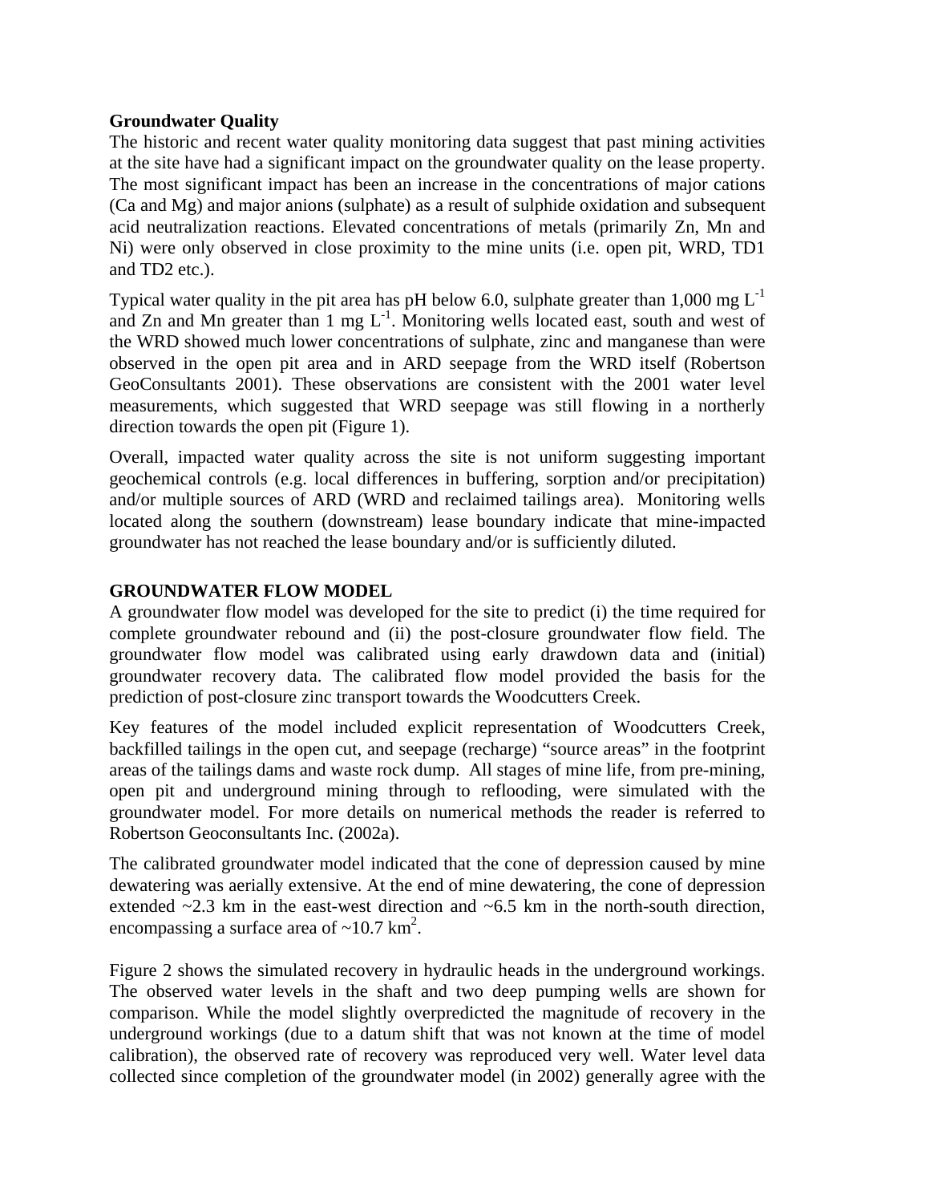**Groundwater Quality**

The historic and recent water quality monitoring data suggest that past mining activities at the site have had a significant impact on the groundwater quality on the lease property. The most significant impact has been an increase in the concentrations of major cations (Ca and Mg) and major anions (sulphate) as a result of sulphide oxidation and subsequent acid neutralization reactions. Elevated concentrations of metals (primarily Zn, Mn and Ni) were only observed in close proximity to the mine units (i.e. open pit, WRD, TD1 and TD2 etc.).

Typical water quality in the pit area has pH below 6.0, sulphate greater than 1,000 mg $L^{-1}$ and Zn and Mn greater than 1 mg $L^{-1}$. Monitoring wells located east, south and west of the WRD showed much lower concentrations of sulphate, zinc and manganese than were observed in the open pit area and in ARD seepage from the WRD itself (Robertson GeoConsultants 2001). These observations are consistent with the 2001 water level measurements, which suggested that WRD seepage was still flowing in a northerly direction towards the open pit (Figure 1).

Overall, impacted water quality across the site is not uniform suggesting important geochemical controls (e.g. local differences in buffering, sorption and/or precipitation) and/or multiple sources of ARD (WRD and reclaimed tailings area). Monitoring wells located along the southern (downstream) lease boundary indicate that mine-impacted groundwater has not reached the lease boundary and/or is sufficiently diluted.

## GROUNDWATER FLOW MODEL

A groundwater flow model was developed for the site to predict (i) the time required for complete groundwater rebound and (ii) the post-closure groundwater flow field. The groundwater flow model was calibrated using early drawdown data and (initial) groundwater recovery data. The calibrated flow model provided the basis for the prediction of post-closure zinc transport towards the Woodcutters Creek.

Key features of the model included explicit representation of Woodcutters Creek, backfilled tailings in the open cut, and seepage (recharge) "source areas" in the footprint areas of the tailings dams and waste rock dump. All stages of mine life, from pre-mining, open pit and underground mining through to reflooding, were simulated with the groundwater model. For more details on numerical methods the reader is referred to Robertson Geoconsultants Inc. (2002a).

The calibrated groundwater model indicated that the cone of depression caused by mine dewatering was aerially extensive. At the end of mine dewatering, the cone of depression extended ~2.3 km in the east-west direction and ~6.5 km in the north-south direction, encompassing a surface area of ~10.7 $km^2$.

Figure 2 shows the simulated recovery in hydraulic heads in the underground workings. The observed water levels in the shaft and two deep pumping wells are shown for comparison. While the model slightly overpredicted the magnitude of recovery in the underground workings (due to a datum shift that was not known at the time of model calibration), the observed rate of recovery was reproduced very well. Water level data collected since completion of the groundwater model (in 2002) generally agree with the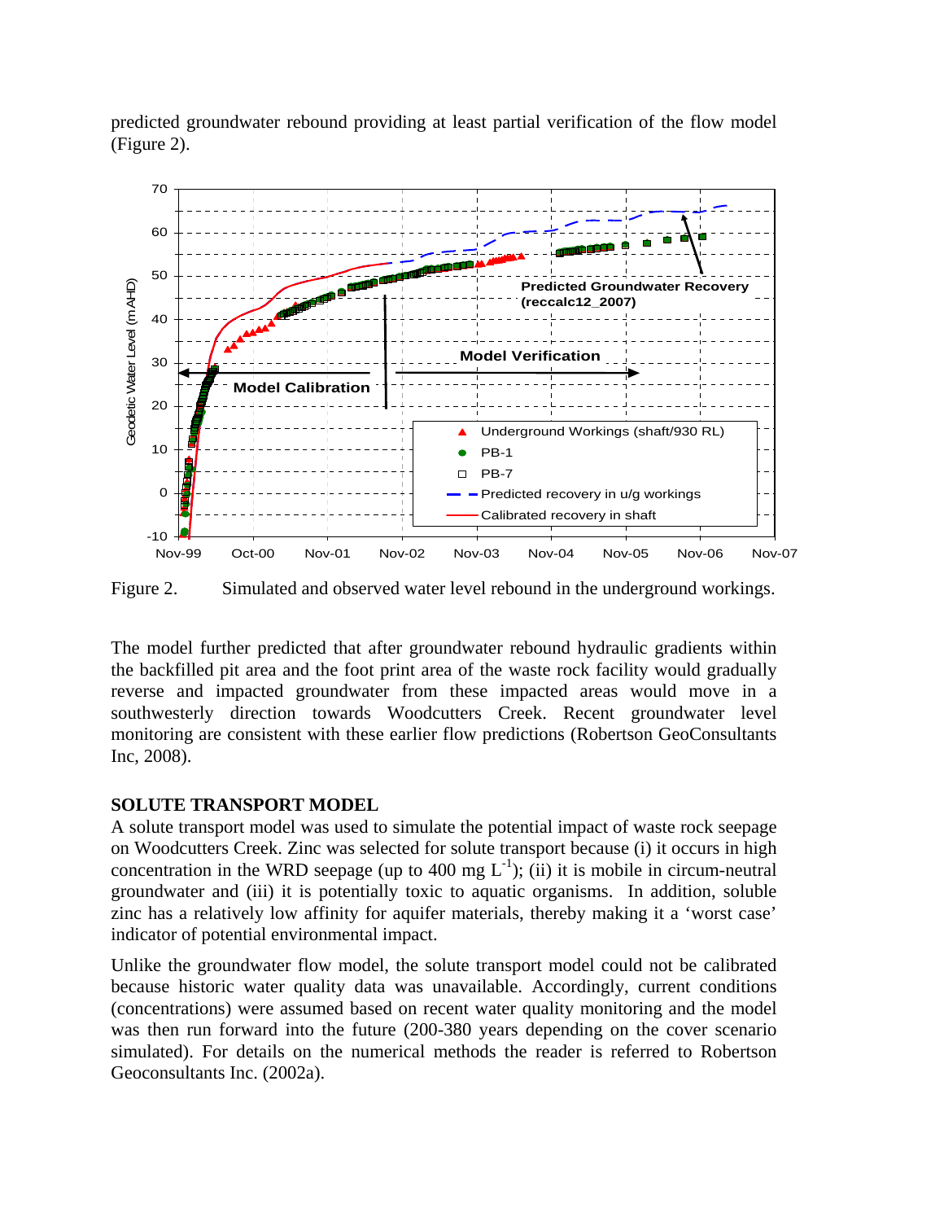predicted groundwater rebound providing at least partial verification of the flow model (Figure 2).

Figure 2. Simulated and observed water level rebound in the underground workings.

The model further predicted that after groundwater rebound hydraulic gradients within the backfilled pit area and the foot print area of the waste rock facility would gradually reverse and impacted groundwater from these impacted areas would move in a southwesterly direction towards Woodcutters Creek. Recent groundwater level monitoring are consistent with these earlier flow predictions (Robertson GeoConsultants Inc, 2008).

## SOLUTE TRANSPORT MODEL

A solute transport model was used to simulate the potential impact of waste rock seepage on Woodcutters Creek. Zinc was selected for solute transport because (i) it occurs in high concentration in the WRD seepage (up to 400 mg $L^{-1}$); (ii) it is mobile in circum-neutral groundwater and (iii) it is potentially toxic to aquatic organisms. In addition, soluble zinc has a relatively low affinity for aquifer materials, thereby making it a 'worst case' indicator of potential environmental impact.

Unlike the groundwater flow model, the solute transport model could not be calibrated because historic water quality data was unavailable. Accordingly, current conditions (concentrations) were assumed based on recent water quality monitoring and the model was then run forward into the future (200-380 years depending on the cover scenario simulated). For details on the numerical methods the reader is referred to Robertson Geoconsultants Inc. (2002a).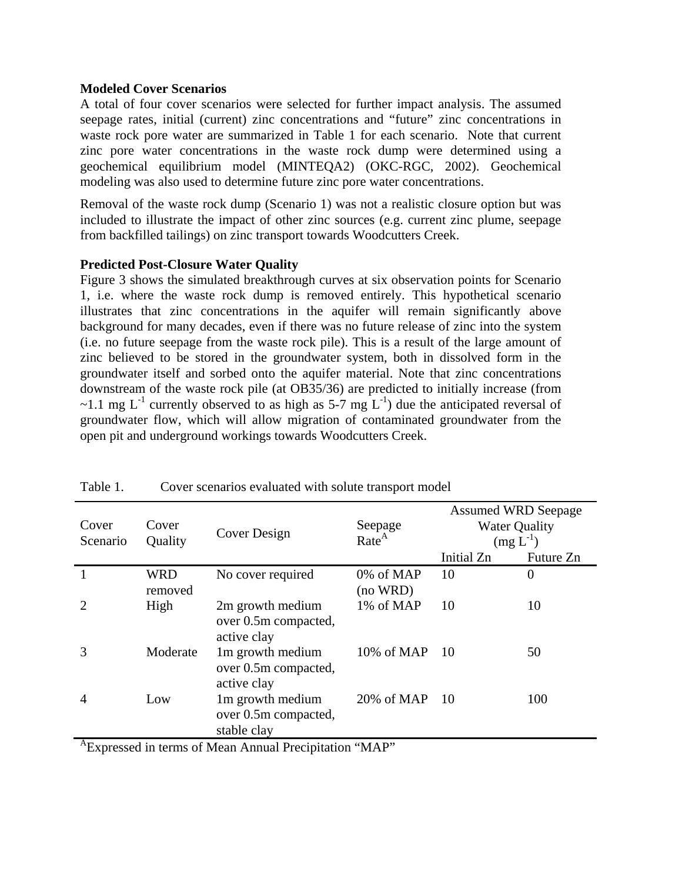**Modeled Cover Scenarios**

A total of four cover scenarios were selected for further impact analysis. The assumed seepage rates, initial (current) zinc concentrations and "future" zinc concentrations in waste rock pore water are summarized in Table 1 for each scenario. Note that current zinc pore water concentrations in the waste rock dump were determined using a geochemical equilibrium model (MINTEQA2) (OKC-RGC, 2002). Geochemical modeling was also used to determine future zinc pore water concentrations.

Removal of the waste rock dump (Scenario 1) was not a realistic closure option but was included to illustrate the impact of other zinc sources (e.g. current zinc plume, seepage from backfilled tailings) on zinc transport towards Woodcutters Creek.

**Predicted Post-Closure Water Quality**

Figure 3 shows the simulated breakthrough curves at six observation points for Scenario 1, i.e. where the waste rock dump is removed entirely. This hypothetical scenario illustrates that zinc concentrations in the aquifer will remain significantly above background for many decades, even if there was no future release of zinc into the system (i.e. no future seepage from the waste rock pile). This is a result of the large amount of zinc believed to be stored in the groundwater system, both in dissolved form in the groundwater itself and sorbed onto the aquifer material. Note that zinc concentrations downstream of the waste rock pile (at OB35/36) are predicted to initially increase (from ~1.1 mg $L^{-1}$ currently observed to as high as 5-7 mg $L^{-1}$) due the anticipated reversal of groundwater flow, which will allow migration of contaminated groundwater from the open pit and underground workings towards Woodcutters Creek.

Table 1. Cover scenarios evaluated with solute transport model

| Cover Scenario | Cover Quality | Cover Design | Seepage Rate[A] | Assumed WRD Seepage Water Quality (mg $L^{-1}$) | |
|---|---|---|---|---|---|
| | | | | Initial Zn | Future Zn |
| 1 | WRD removed | No cover required | 0% of MAP (no WRD) | 10 | 0 |
| 2 | High | 2m growth medium over 0.5m compacted, active clay | 1% of MAP | 10 | 10 |
| 3 | Moderate | 1m growth medium over 0.5m compacted, active clay | 10% of MAP | 10 | 50 |
| 4 | Low | 1m growth medium over 0.5m compacted, stable clay | 20% of MAP | 10 | 100 |

[A]Expressed in terms of Mean Annual Precipitation "MAP"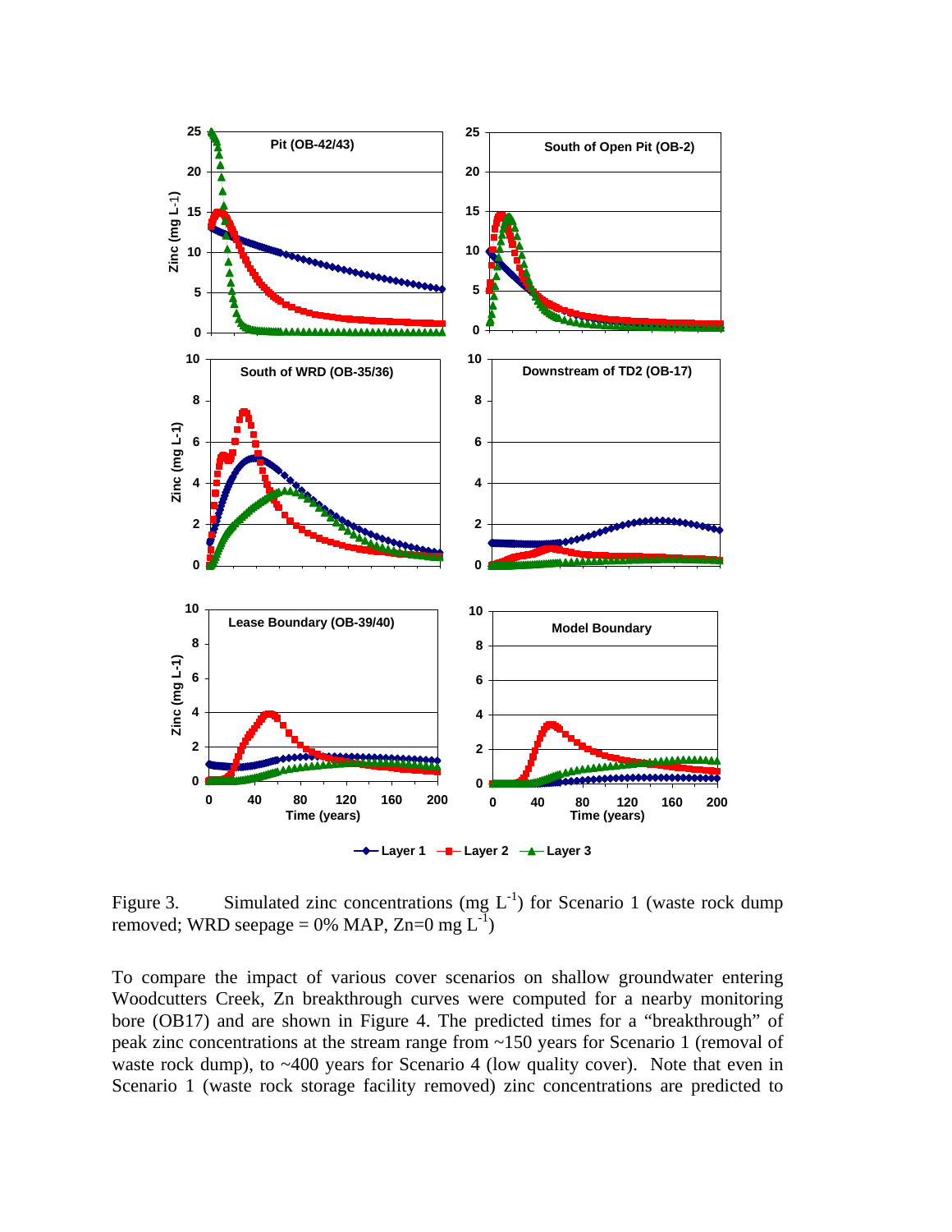Figure 3. Simulated zinc concentrations (mg $L^{-1}$) for Scenario 1 (waste rock dump removed; WRD seepage = 0% MAP, Zn=0 mg $L^{-1}$)

To compare the impact of various cover scenarios on shallow groundwater entering Woodcutters Creek, Zn breakthrough curves were computed for a nearby monitoring bore (OB17) and are shown in Figure 4. The predicted times for a "breakthrough" of peak zinc concentrations at the stream range from ~150 years for Scenario 1 (removal of waste rock dump), to ~400 years for Scenario 4 (low quality cover). Note that even in Scenario 1 (waste rock storage facility removed) zinc concentrations are predicted to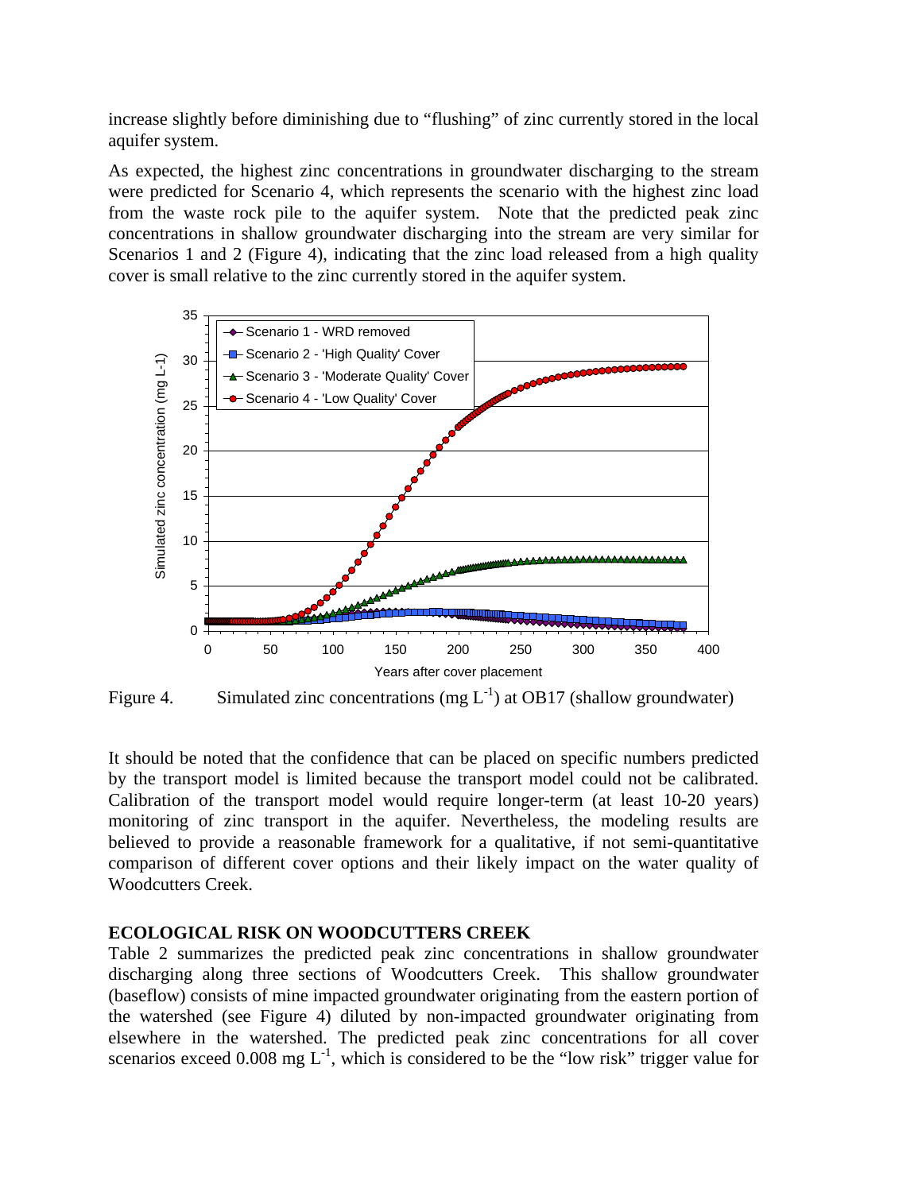increase slightly before diminishing due to "flushing" of zinc currently stored in the local aquifer system.

As expected, the highest zinc concentrations in groundwater discharging to the stream were predicted for Scenario 4, which represents the scenario with the highest zinc load from the waste rock pile to the aquifer system. Note that the predicted peak zinc concentrations in shallow groundwater discharging into the stream are very similar for Scenarios 1 and 2 (Figure 4), indicating that the zinc load released from a high quality cover is small relative to the zinc currently stored in the aquifer system.

Figure 4. Simulated zinc concentrations (mg $L^{-1}$) at OB17 (shallow groundwater)

It should be noted that the confidence that can be placed on specific numbers predicted by the transport model is limited because the transport model could not be calibrated. Calibration of the transport model would require longer-term (at least 10-20 years) monitoring of zinc transport in the aquifer. Nevertheless, the modeling results are believed to provide a reasonable framework for a qualitative, if not semi-quantitative comparison of different cover options and their likely impact on the water quality of Woodcutters Creek.

## ECOLOGICAL RISK ON WOODCUTTERS CREEK

Table 2 summarizes the predicted peak zinc concentrations in shallow groundwater discharging along three sections of Woodcutters Creek. This shallow groundwater (baseflow) consists of mine impacted groundwater originating from the eastern portion of the watershed (see Figure 4) diluted by non-impacted groundwater originating from elsewhere in the watershed. The predicted peak zinc concentrations for all cover scenarios exceed 0.008 mg $L^{-1}$, which is considered to be the "low risk" trigger value for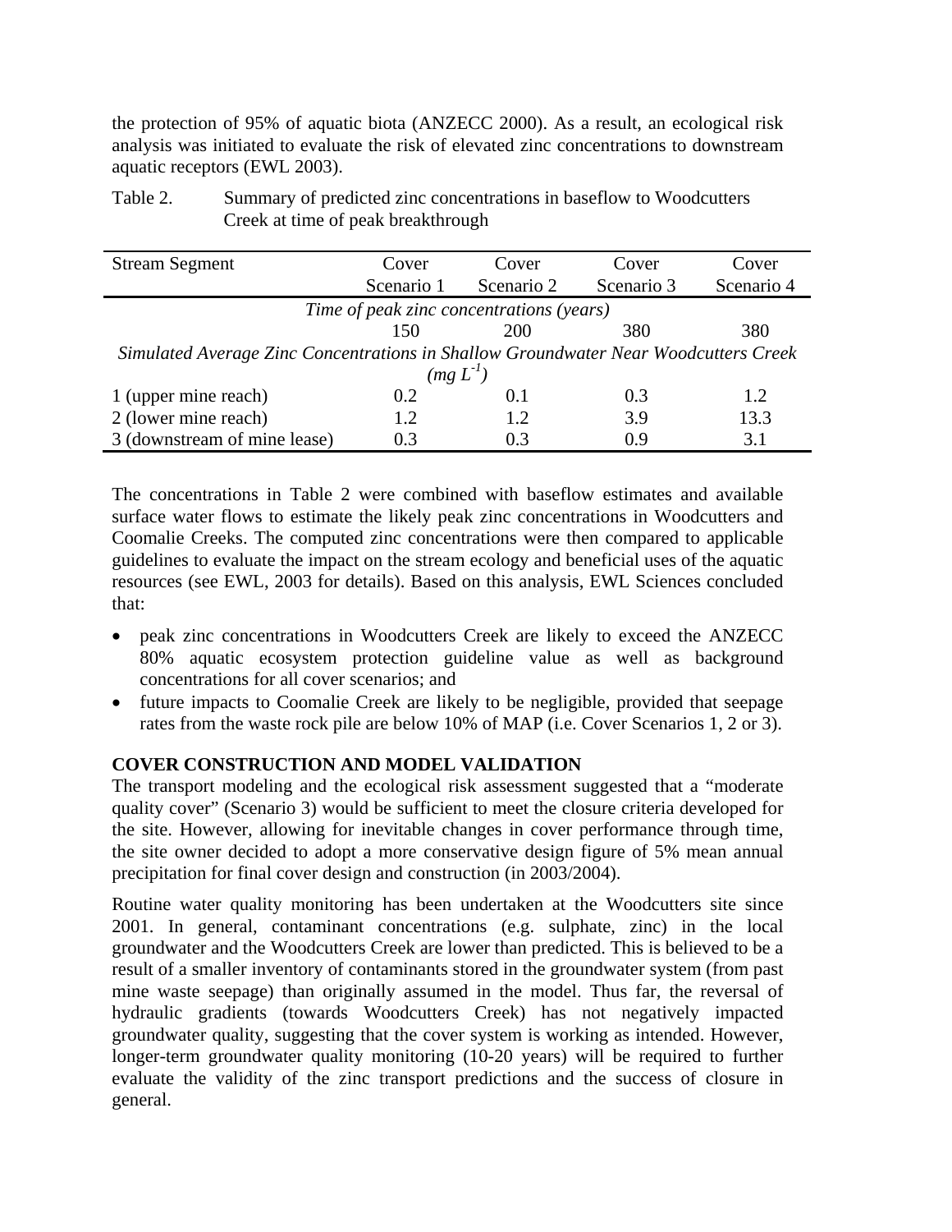the protection of 95% of aquatic biota (ANZECC 2000). As a result, an ecological risk analysis was initiated to evaluate the risk of elevated zinc concentrations to downstream aquatic receptors (EWL 2003).

Table 2. Summary of predicted zinc concentrations in baseflow to Woodcutters Creek at time of peak breakthrough

| Stream Segment | Cover Scenario 1 | Cover Scenario 2 | Cover Scenario 3 | Cover Scenario 4 |
|---|---|---|---|---|
| *Time of peak zinc concentrations (years)* | | | | |
| | 150 | 200 | 380 | 380 |
| *Simulated Average Zinc Concentrations in Shallow Groundwater Near Woodcutters Creek (mg $L^{-1}$)* | | | | |
| 1 (upper mine reach) | 0.2 | 0.1 | 0.3 | 1.2 |
| 2 (lower mine reach) | 1.2 | 1.2 | 3.9 | 13.3 |
| 3 (downstream of mine lease) | 0.3 | 0.3 | 0.9 | 3.1 |

The concentrations in Table 2 were combined with baseflow estimates and available surface water flows to estimate the likely peak zinc concentrations in Woodcutters and Coomalie Creeks. The computed zinc concentrations were then compared to applicable guidelines to evaluate the impact on the stream ecology and beneficial uses of the aquatic resources (see EWL, 2003 for details). Based on this analysis, EWL Sciences concluded that:

- peak zinc concentrations in Woodcutters Creek are likely to exceed the ANZECC 80% aquatic ecosystem protection guideline value as well as background concentrations for all cover scenarios; and
- future impacts to Coomalie Creek are likely to be negligible, provided that seepage rates from the waste rock pile are below 10% of MAP (i.e. Cover Scenarios 1, 2 or 3).

## COVER CONSTRUCTION AND MODEL VALIDATION

The transport modeling and the ecological risk assessment suggested that a "moderate quality cover" (Scenario 3) would be sufficient to meet the closure criteria developed for the site. However, allowing for inevitable changes in cover performance through time, the site owner decided to adopt a more conservative design figure of 5% mean annual precipitation for final cover design and construction (in 2003/2004).

Routine water quality monitoring has been undertaken at the Woodcutters site since 2001. In general, contaminant concentrations (e.g. sulphate, zinc) in the local groundwater and the Woodcutters Creek are lower than predicted. This is believed to be a result of a smaller inventory of contaminants stored in the groundwater system (from past mine waste seepage) than originally assumed in the model. Thus far, the reversal of hydraulic gradients (towards Woodcutters Creek) has not negatively impacted groundwater quality, suggesting that the cover system is working as intended. However, longer-term groundwater quality monitoring (10-20 years) will be required to further evaluate the validity of the zinc transport predictions and the success of closure in general.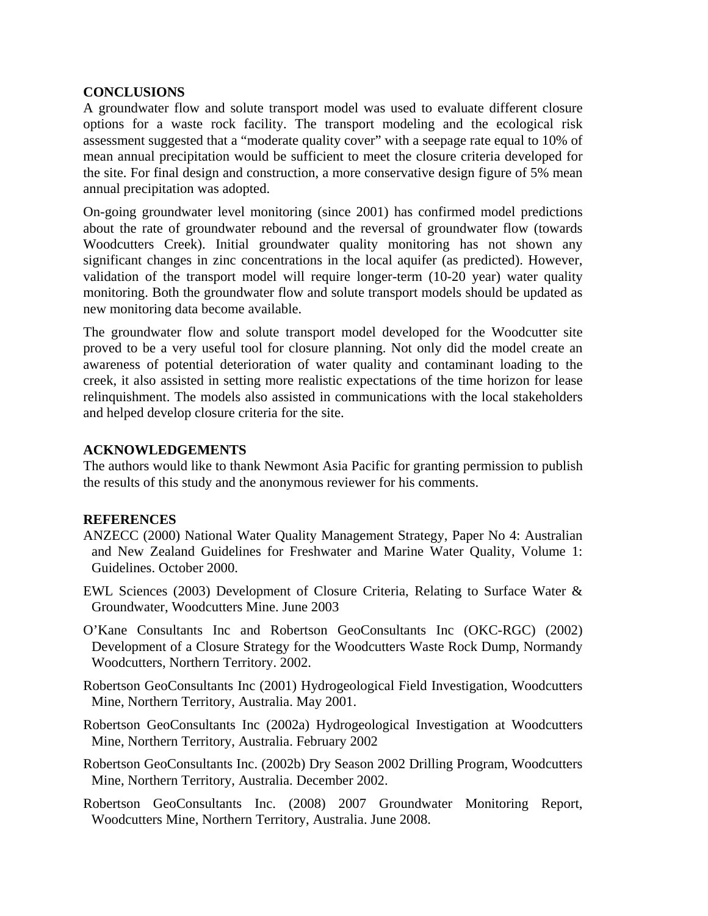## CONCLUSIONS

A groundwater flow and solute transport model was used to evaluate different closure options for a waste rock facility. The transport modeling and the ecological risk assessment suggested that a "moderate quality cover" with a seepage rate equal to 10% of mean annual precipitation would be sufficient to meet the closure criteria developed for the site. For final design and construction, a more conservative design figure of 5% mean annual precipitation was adopted.

On-going groundwater level monitoring (since 2001) has confirmed model predictions about the rate of groundwater rebound and the reversal of groundwater flow (towards Woodcutters Creek). Initial groundwater quality monitoring has not shown any significant changes in zinc concentrations in the local aquifer (as predicted). However, validation of the transport model will require longer-term (10-20 year) water quality monitoring. Both the groundwater flow and solute transport models should be updated as new monitoring data become available.

The groundwater flow and solute transport model developed for the Woodcutter site proved to be a very useful tool for closure planning. Not only did the model create an awareness of potential deterioration of water quality and contaminant loading to the creek, it also assisted in setting more realistic expectations of the time horizon for lease relinquishment. The models also assisted in communications with the local stakeholders and helped develop closure criteria for the site.

## ACKNOWLEDGEMENTS

The authors would like to thank Newmont Asia Pacific for granting permission to publish the results of this study and the anonymous reviewer for his comments.

## REFERENCES

ANZECC (2000) National Water Quality Management Strategy, Paper No 4: Australian and New Zealand Guidelines for Freshwater and Marine Water Quality, Volume 1: Guidelines. October 2000.

EWL Sciences (2003) Development of Closure Criteria, Relating to Surface Water & Groundwater, Woodcutters Mine. June 2003

O'Kane Consultants Inc and Robertson GeoConsultants Inc (OKC-RGC) (2002) Development of a Closure Strategy for the Woodcutters Waste Rock Dump, Normandy Woodcutters, Northern Territory. 2002.

Robertson GeoConsultants Inc (2001) Hydrogeological Field Investigation, Woodcutters Mine, Northern Territory, Australia. May 2001.

Robertson GeoConsultants Inc (2002a) Hydrogeological Investigation at Woodcutters Mine, Northern Territory, Australia. February 2002

Robertson GeoConsultants Inc. (2002b) Dry Season 2002 Drilling Program, Woodcutters Mine, Northern Territory, Australia. December 2002.

Robertson GeoConsultants Inc. (2008) 2007 Groundwater Monitoring Report, Woodcutters Mine, Northern Territory, Australia. June 2008.